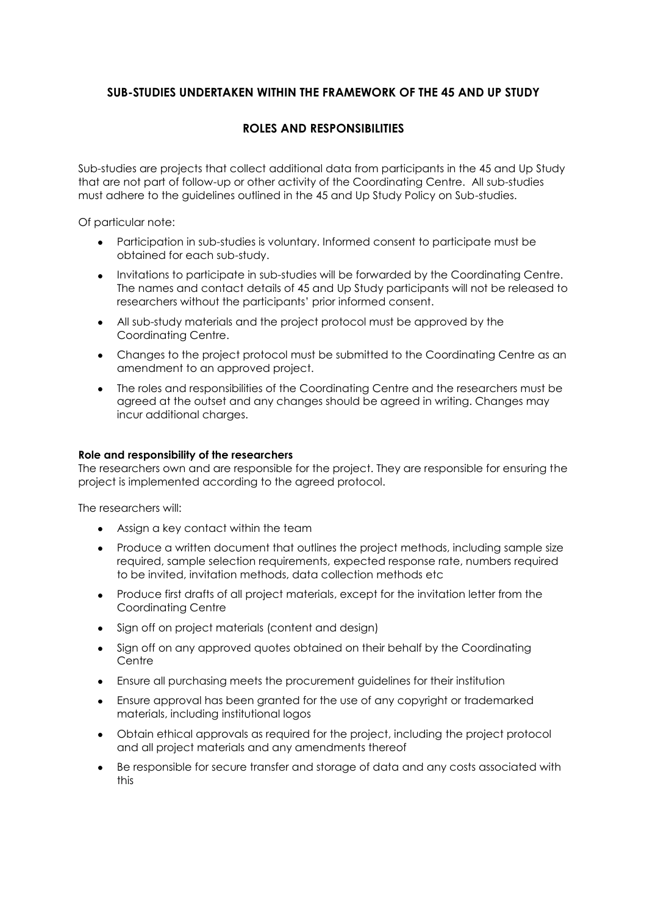## SUB-STUDIES UNDERTAKEN WITHIN THE FRAMEWORK OF THE 45 AND UP STUDY

## ROLES AND RESPONSIBILITIES

Sub-studies are projects that collect additional data from participants in the 45 and Up Study that are not part of follow-up or other activity of the Coordinating Centre. All sub-studies must adhere to the guidelines outlined in the 45 and Up Study Policy on Sub-studies.

Of particular note:

- Participation in sub-studies is voluntary. Informed consent to participate must be obtained for each sub-study.
- Invitations to participate in sub-studies will be forwarded by the Coordinating Centre. The names and contact details of 45 and Up Study participants will not be released to researchers without the participants' prior informed consent.
- All sub-study materials and the project protocol must be approved by the Coordinating Centre.
- Changes to the project protocol must be submitted to the Coordinating Centre as an amendment to an approved project.
- The roles and responsibilities of the Coordinating Centre and the researchers must be agreed at the outset and any changes should be agreed in writing. Changes may incur additional charges.

**Role and responsibility of the researchers**

The researchers own and are responsible for the project. They are responsible for ensuring the project is implemented according to the agreed protocol.

The researchers will:

- Assign a key contact within the team
- Produce a written document that outlines the project methods, including sample size required, sample selection requirements, expected response rate, numbers required to be invited, invitation methods, data collection methods etc
- Produce first drafts of all project materials, except for the invitation letter from the Coordinating Centre
- Sign off on project materials (content and design)
- Sign off on any approved quotes obtained on their behalf by the Coordinating Centre
- Ensure all purchasing meets the procurement guidelines for their institution
- Ensure approval has been granted for the use of any copyright or trademarked materials, including institutional logos
- Obtain ethical approvals as required for the project, including the project protocol and all project materials and any amendments thereof
- Be responsible for secure transfer and storage of data and any costs associated with this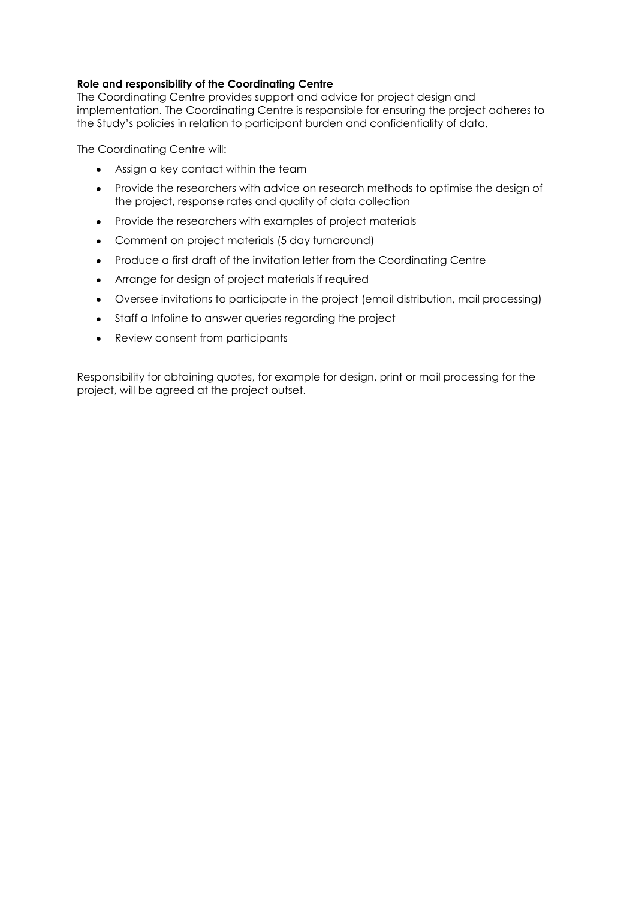**Role and responsibility of the Coordinating Centre**

The Coordinating Centre provides support and advice for project design and implementation. The Coordinating Centre is responsible for ensuring the project adheres to the Study's policies in relation to participant burden and confidentiality of data.

The Coordinating Centre will:

- Assign a key contact within the team
- Provide the researchers with advice on research methods to optimise the design of the project, response rates and quality of data collection
- Provide the researchers with examples of project materials
- Comment on project materials (5 day turnaround)
- Produce a first draft of the invitation letter from the Coordinating Centre
- Arrange for design of project materials if required
- Oversee invitations to participate in the project (email distribution, mail processing)
- Staff a Infoline to answer queries regarding the project
- Review consent from participants

Responsibility for obtaining quotes, for example for design, print or mail processing for the project, will be agreed at the project outset.